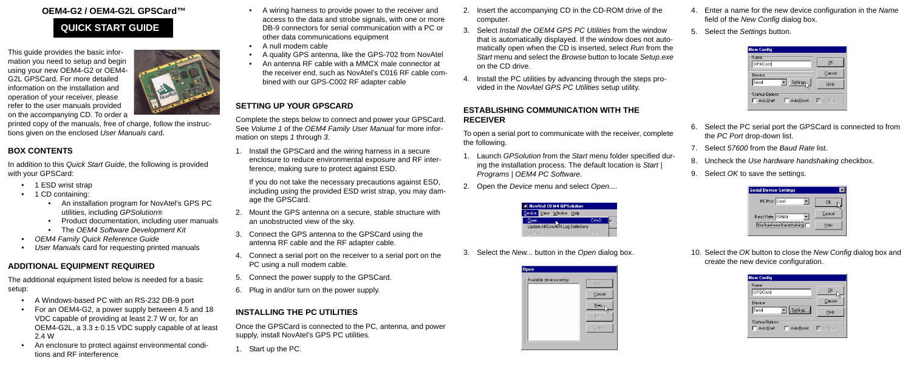# OEM4-G2 / OEM4-G2L GPSCard™

## QUICK START GUIDE

This guide provides the basic information you need to setup and begin using your new OEM4-G2 or OEM4-G2L GPSCard. For more detailed information on the installation and operation of your receiver, please refer to the user manuals provided on the accompanying CD. To order a printed copy of the manuals, free of charge, follow the instructions given on the enclosed *User Manuals* card.

## BOX CONTENTS

In addition to this *Quick Start Guide*, the following is provided with your GPSCard:

- 1 ESD wrist strap
- 1 CD containing:
  - An installation program for NovAtel's GPS PC utilities, including *GPSolution®*
  - Product documentation, including user manuals
  - The *OEM4 Software Development Kit*
- *OEM4 Family Quick Reference Guide*
- *User Manuals* card for requesting printed manuals

## ADDITIONAL EQUIPMENT REQUIRED

The additional equipment listed below is needed for a basic setup:

- A Windows-based PC with an RS-232 DB-9 port
- For an OEM4-G2, a power supply between 4.5 and 18 VDC capable of providing at least 2.7 W or, for an OEM4-G2L, a 3.3 ± 0.15 VDC supply capable of at least 2.4 W
- An enclosure to protect against environmental conditions and RF interference
- A wiring harness to provide power to the receiver and access to the data and strobe signals, with one or more DB-9 connectors for serial communication with a PC or other data communications equipment
- A null modem cable
- A quality GPS antenna, like the GPS-702 from NovAtel
- An antenna RF cable with a MMCX male connector at the receiver end, such as NovAtel's C016 RF cable combined with our GPS-C002 RF adapter cable

## SETTING UP YOUR GPSCARD

Complete the steps below to connect and power your GPSCard. See *Volume 1* of the *OEM4 Family User Manual* for more information on steps *1* through *3*.

1. Install the GPSCard and the wiring harness in a secure enclosure to reduce environmental exposure and RF interference, making sure to protect against ESD.

   If you do not take the necessary precautions against ESD, including using the provided ESD wrist strap, you may damage the GPSCard.

2. Mount the GPS antenna on a secure, stable structure with an unobstructed view of the sky.
3. Connect the GPS antenna to the GPSCard using the antenna RF cable and the RF adapter cable.
4. Connect a serial port on the receiver to a serial port on the PC using a null modem cable.
5. Connect the power supply to the GPSCard.
6. Plug in and/or turn on the power supply.

## INSTALLING THE PC UTILITIES

Once the GPSCard is connected to the PC, antenna, and power supply, install NovAtel's GPS PC utilities.

1. Start up the PC.
2. Insert the accompanying CD in the CD-ROM drive of the computer.
3. Select *Install the OEM4 GPS PC Utilities* from the window that is automatically displayed. If the window does not automatically open when the CD is inserted, select *Run* from the *Start* menu and select the *Browse* button to locate *Setup.exe* on the CD drive.
4. Install the PC utilities by advancing through the steps provided in the *NovAtel GPS PC Utilities* setup utility.

## ESTABLISHING COMMUNICATION WITH THE RECEIVER

To open a serial port to communicate with the receiver, complete the following.

1. Launch *GPSolution* from the *Start* menu folder specified during the installation process. The default location is *Start | Programs | OEM4 PC Software*.
2. Open the *Device* menu and select *Open...*.
3. Select the *New...* button in the *Open* dialog box.
4. Enter a name for the new device configuration in the *Name* field of the *New Config* dialog box.
5. Select the *Settings* button.
6. Select the PC serial port the GPSCard is connected to from the *PC Port* drop-down list.
7. Select *57600* from the *Baud Rate* list.
8. Uncheck the *Use hardware handshaking* checkbox.
9. Select *OK* to save the settings.
10. Select the *OK* button to close the *New Config* dialog box and create the new device configuration.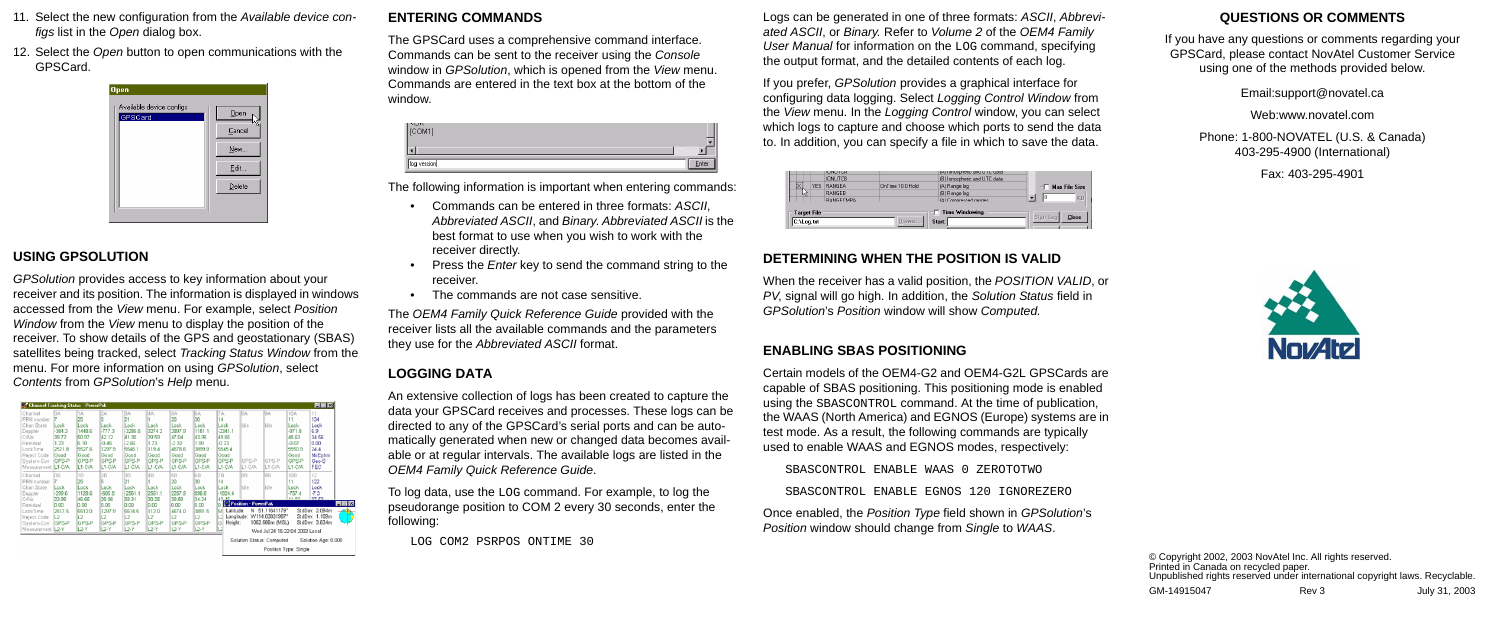11. Select the new configuration from the *Available device configs* list in the *Open* dialog box.
12. Select the *Open* button to open communications with the GPSCard.

## USING GPSOLUTION

*GPSolution* provides access to key information about your receiver and its position. The information is displayed in windows accessed from the *View* menu. For example, select *Position Window* from the *View* menu to display the position of the receiver. To show details of the GPS and geostationary (SBAS) satellites being tracked, select *Tracking Status Window* from the menu. For more information on using *GPSolution*, select *Contents* from *GPSolution's Help* menu.

## ENTERING COMMANDS

The GPSCard uses a comprehensive command interface. Commands can be sent to the receiver using the *Console* window in *GPSolution*, which is opened from the *View* menu. Commands are entered in the text box at the bottom of the window.

The following information is important when entering commands:

- Commands can be entered in three formats: *ASCII*, *Abbreviated ASCII*, and *Binary*. *Abbreviated ASCII* is the best format to use when you wish to work with the receiver directly.
- Press the *Enter* key to send the command string to the receiver.
- The commands are not case sensitive.

The *OEM4 Family Quick Reference Guide* provided with the receiver lists all the available commands and the parameters they use for the *Abbreviated ASCII* format.

## LOGGING DATA

An extensive collection of logs has been created to capture the data your GPSCard receives and processes. These logs can be directed to any of the GPSCard's serial ports and can be automatically generated when new or changed data becomes available or at regular intervals. The available logs are listed in the *OEM4 Family Quick Reference Guide*.

To log data, use the LOG command. For example, to log the pseudorange position to COM 2 every 30 seconds, enter the following:

```
LOG COM2 PSRPOS ONTIME 30
```

Logs can be generated in one of three formats: *ASCII*, *Abbreviated ASCII*, or *Binary*. Refer to *Volume 2* of the *OEM4 Family User Manual* for information on the LOG command, specifying the output format, and the detailed contents of each log.

If you prefer, *GPSolution* provides a graphical interface for configuring data logging. Select *Logging Control Window* from the *View* menu. In the *Logging Control* window, you can select which logs to capture and choose which ports to send the data to. In addition, you can specify a file in which to save the data.

## DETERMINING WHEN THE POSITION IS VALID

When the receiver has a valid position, the *POSITION VALID*, or *PV*, signal will go high. In addition, the *Solution Status* field in *GPSolution*'s *Position* window will show *Computed*.

## ENABLING SBAS POSITIONING

Certain models of the OEM4-G2 and OEM4-G2L GPSCards are capable of SBAS positioning. This positioning mode is enabled using the SBASCONTROL command. At the time of publication, the WAAS (North America) and EGNOS (Europe) systems are in test mode. As a result, the following commands are typically used to enable WAAS and EGNOS modes, respectively:

```
SBASCONTROL ENABLE WAAS 0 ZEROTOTWO

SBASCONTROL ENABLE EGNOS 120 IGNOREZERO
```

Once enabled, the *Position Type* field shown in *GPSolution*'s *Position* window should change from *Single* to *WAAS*.

## QUESTIONS OR COMMENTS

If you have any questions or comments regarding your GPSCard, please contact NovAtel Customer Service using one of the methods provided below.

Email:support@novatel.ca

Web:www.novatel.com

Phone: 1-800-NOVATEL (U.S. & Canada)
403-295-4900 (International)

Fax: 403-295-4901

© Copyright 2002, 2003 NovAtel Inc. All rights reserved.
Printed in Canada on recycled paper.
Unpublished rights reserved under international copyright laws. Recyclable.

GM-14915047 Rev 3 July 31, 2003